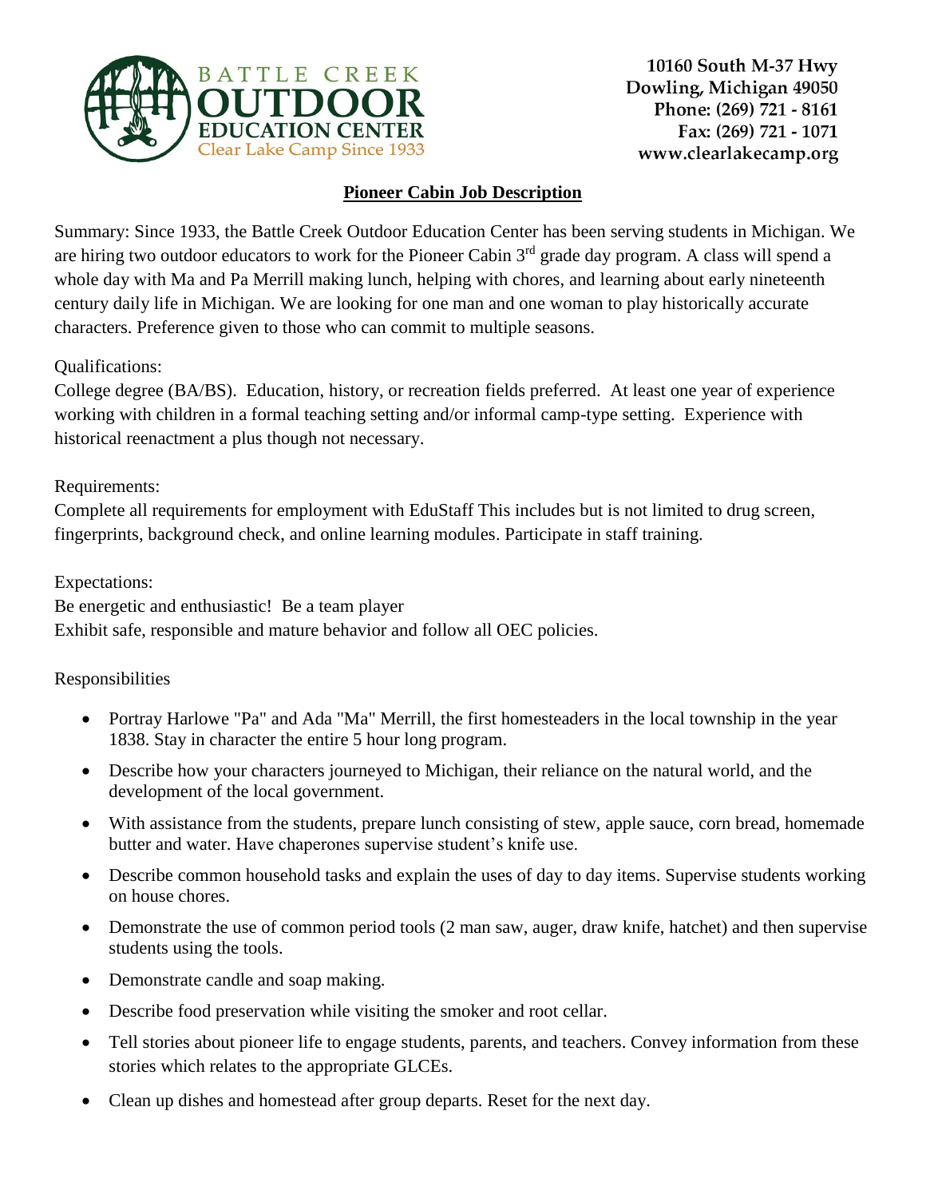BATTLE CREEK
# OUTDOOR
EDUCATION CENTER
Clear Lake Camp Since 1933

10160 South M-37 Hwy
Dowling, Michigan 49050
Phone: (269) 721 - 8161
Fax: (269) 721 - 1071
www.clearlakecamp.org

## Pioneer Cabin Job Description

Summary: Since 1933, the Battle Creek Outdoor Education Center has been serving students in Michigan. We are hiring two outdoor educators to work for the Pioneer Cabin 3rd grade day program. A class will spend a whole day with Ma and Pa Merrill making lunch, helping with chores, and learning about early nineteenth century daily life in Michigan. We are looking for one man and one woman to play historically accurate characters. Preference given to those who can commit to multiple seasons.

Qualifications:
College degree (BA/BS). Education, history, or recreation fields preferred. At least one year of experience working with children in a formal teaching setting and/or informal camp-type setting. Experience with historical reenactment a plus though not necessary.

Requirements:
Complete all requirements for employment with EduStaff This includes but is not limited to drug screen, fingerprints, background check, and online learning modules. Participate in staff training.

Expectations:
Be energetic and enthusiastic! Be a team player
Exhibit safe, responsible and mature behavior and follow all OEC policies.

Responsibilities

- Portray Harlowe "Pa" and Ada "Ma" Merrill, the first homesteaders in the local township in the year 1838. Stay in character the entire 5 hour long program.
- Describe how your characters journeyed to Michigan, their reliance on the natural world, and the development of the local government.
- With assistance from the students, prepare lunch consisting of stew, apple sauce, corn bread, homemade butter and water. Have chaperones supervise student's knife use.
- Describe common household tasks and explain the uses of day to day items. Supervise students working on house chores.
- Demonstrate the use of common period tools (2 man saw, auger, draw knife, hatchet) and then supervise students using the tools.
- Demonstrate candle and soap making.
- Describe food preservation while visiting the smoker and root cellar.
- Tell stories about pioneer life to engage students, parents, and teachers. Convey information from these stories which relates to the appropriate GLCEs.
- Clean up dishes and homestead after group departs. Reset for the next day.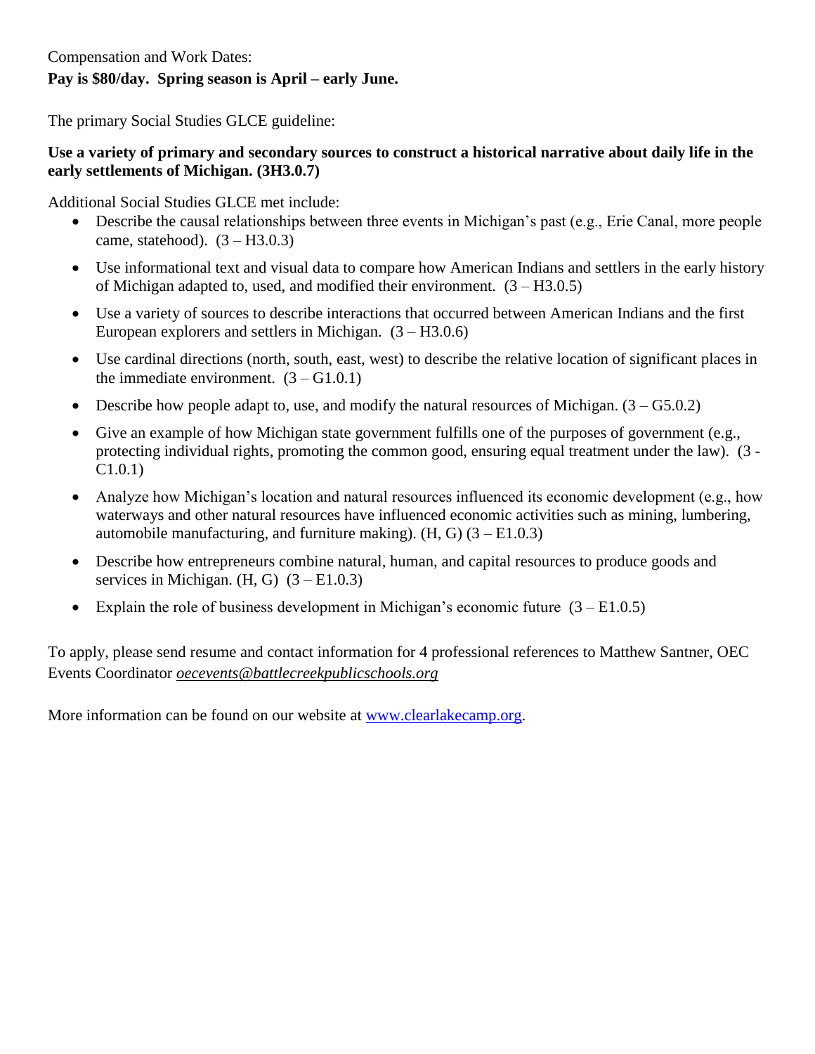Compensation and Work Dates:

**Pay is $80/day. Spring season is April – early June.**

The primary Social Studies GLCE guideline:

**Use a variety of primary and secondary sources to construct a historical narrative about daily life in the early settlements of Michigan. (3H3.0.7)**

Additional Social Studies GLCE met include:

- Describe the causal relationships between three events in Michigan's past (e.g., Erie Canal, more people came, statehood). (3 – H3.0.3)
- Use informational text and visual data to compare how American Indians and settlers in the early history of Michigan adapted to, used, and modified their environment. (3 – H3.0.5)
- Use a variety of sources to describe interactions that occurred between American Indians and the first European explorers and settlers in Michigan. (3 – H3.0.6)
- Use cardinal directions (north, south, east, west) to describe the relative location of significant places in the immediate environment. (3 – G1.0.1)
- Describe how people adapt to, use, and modify the natural resources of Michigan. (3 – G5.0.2)
- Give an example of how Michigan state government fulfills one of the purposes of government (e.g., protecting individual rights, promoting the common good, ensuring equal treatment under the law). (3 - C1.0.1)
- Analyze how Michigan's location and natural resources influenced its economic development (e.g., how waterways and other natural resources have influenced economic activities such as mining, lumbering, automobile manufacturing, and furniture making). (H, G) (3 – E1.0.3)
- Describe how entrepreneurs combine natural, human, and capital resources to produce goods and services in Michigan. (H, G) (3 – E1.0.3)
- Explain the role of business development in Michigan's economic future (3 – E1.0.5)

To apply, please send resume and contact information for 4 professional references to Matthew Santner, OEC Events Coordinator *oecevents@battlecreekpublicschools.org*

More information can be found on our website at www.clearlakecamp.org.